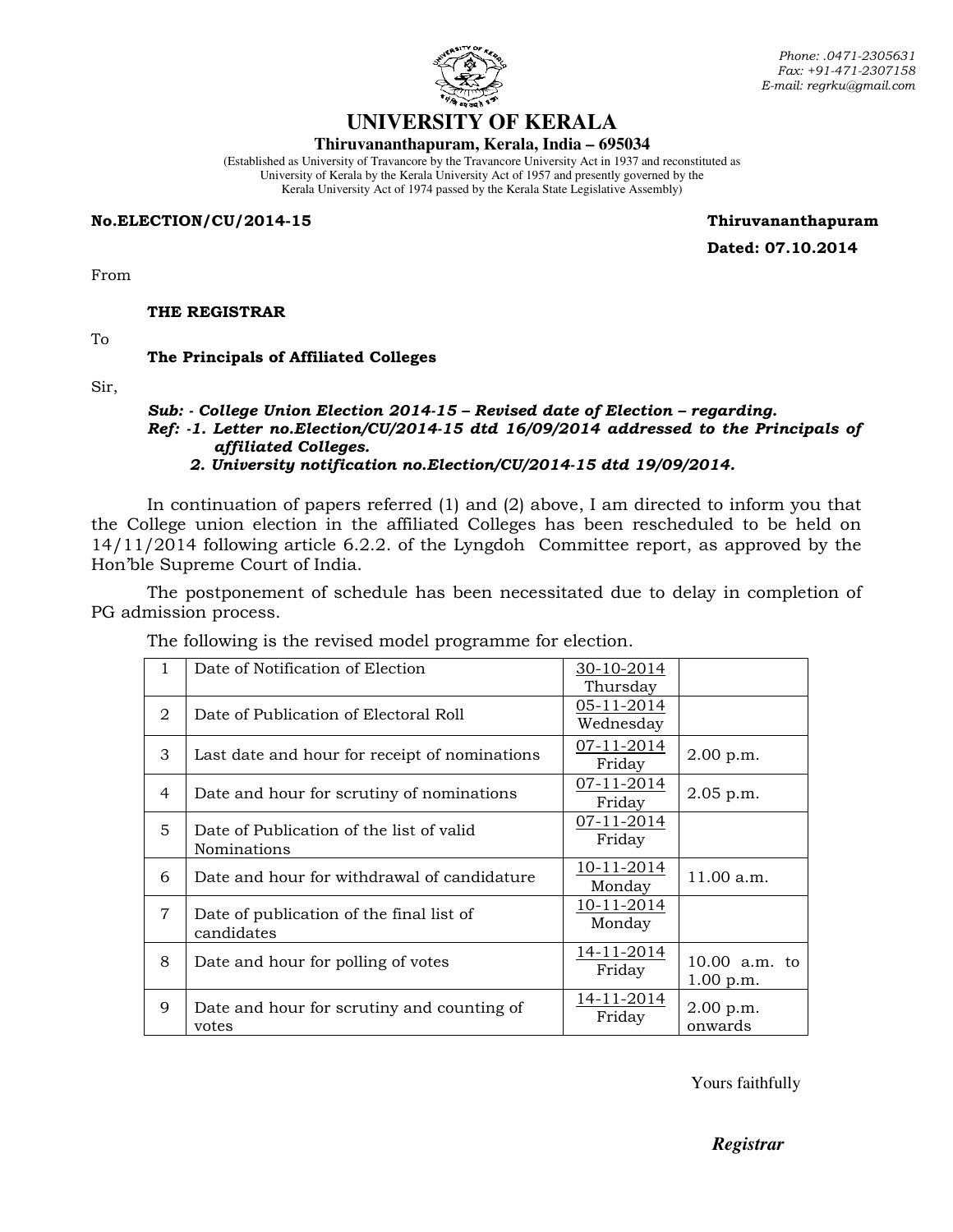Phone: .0471-2305631
Fax: +91-471-2307158
E-mail: regrku@gmail.com

# UNIVERSITY OF KERALA

**Thiruvananthapuram, Kerala, India – 695034**

(Established as University of Travancore by the Travancore University Act in 1937 and reconstituted as University of Kerala by the Kerala University Act of 1957 and presently governed by the Kerala University Act of 1974 passed by the Kerala State Legislative Assembly)

**No.ELECTION/CU/2014-15** **Thiruvananthapuram**

**Dated: 07.10.2014**

From

**THE REGISTRAR**

To

**The Principals of Affiliated Colleges**

Sir,

***Sub: - College Union Election 2014-15 – Revised date of Election – regarding.***
***Ref: -1. Letter no.Election/CU/2014-15 dtd 16/09/2014 addressed to the Principals of affiliated Colleges.***
***2. University notification no.Election/CU/2014-15 dtd 19/09/2014.***

In continuation of papers referred (1) and (2) above, I am directed to inform you that the College union election in the affiliated Colleges has been rescheduled to be held on 14/11/2014 following article 6.2.2. of the Lyngdoh Committee report, as approved by the Hon'ble Supreme Court of India.

The postponement of schedule has been necessitated due to delay in completion of PG admission process.

The following is the revised model programme for election.

| | | | |
|---|---|---|---|
| 1 | Date of Notification of Election | 30-10-2014 Thursday | |
| 2 | Date of Publication of Electoral Roll | 05-11-2014 Wednesday | |
| 3 | Last date and hour for receipt of nominations | 07-11-2014 Friday | 2.00 p.m. |
| 4 | Date and hour for scrutiny of nominations | 07-11-2014 Friday | 2.05 p.m. |
| 5 | Date of Publication of the list of valid Nominations | 07-11-2014 Friday | |
| 6 | Date and hour for withdrawal of candidature | 10-11-2014 Monday | 11.00 a.m. |
| 7 | Date of publication of the final list of candidates | 10-11-2014 Monday | |
| 8 | Date and hour for polling of votes | 14-11-2014 Friday | 10.00 a.m. to 1.00 p.m. |
| 9 | Date and hour for scrutiny and counting of votes | 14-11-2014 Friday | 2.00 p.m. onwards |

Yours faithfully

***Registrar***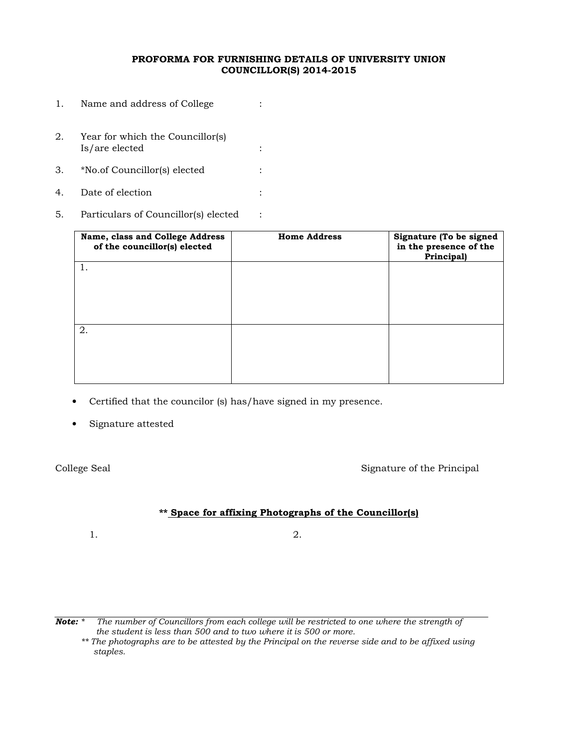**PROFORMA FOR FURNISHING DETAILS OF UNIVERSITY UNION COUNCILLOR(S) 2014-2015**

1. Name and address of College :

2. Year for which the Councillor(s) Is/are elected :

3. *No.of Councillor(s) elected :

4. Date of election :

5. Particulars of Councillor(s) elected :

| Name, class and College Address of the councillor(s) elected | Home Address | Signature (To be signed in the presence of the Principal) |
|---|---|---|
| 1. | | |
| 2. | | |

- Certified that the councilor (s) has/have signed in my presence.
- Signature attested

College Seal

Signature of the Principal

**\*\* Space for affixing Photographs of the Councillor(s)**

1.

2.

***Note:*** *\* The number of Councillors from each college will be restricted to one where the strength of the student is less than 500 and to two where it is 500 or more.*

*\*\* The photographs are to be attested by the Principal on the reverse side and to be affixed using staples.*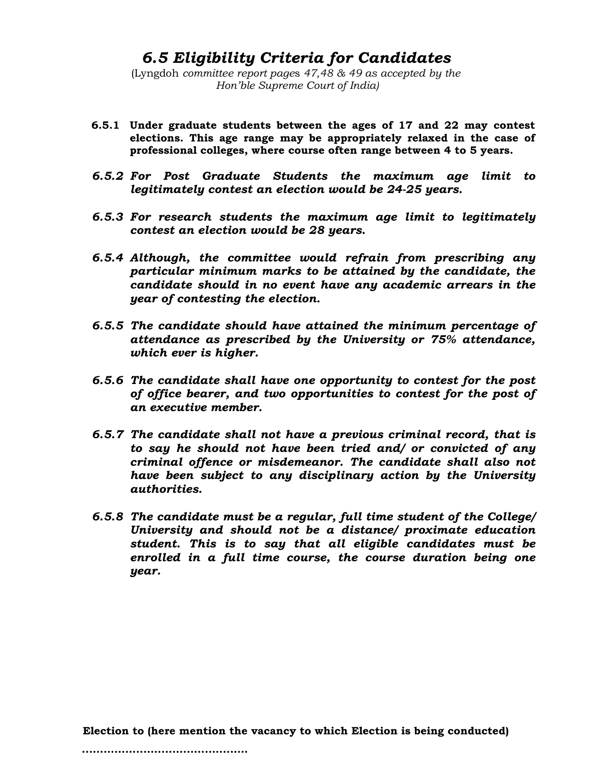## *6.5 Eligibility Criteria for Candidates*

(Lyngdoh *committee report pages 47,48 & 49 as accepted by the Hon'ble Supreme Court of India)*

**6.5.1 Under graduate students between the ages of 17 and 22 may contest elections. This age range may be appropriately relaxed in the case of professional colleges, where course often range between 4 to 5 years.**

***6.5.2 For Post Graduate Students the maximum age limit to legitimately contest an election would be 24-25 years.***

***6.5.3 For research students the maximum age limit to legitimately contest an election would be 28 years.***

***6.5.4 Although, the committee would refrain from prescribing any particular minimum marks to be attained by the candidate, the candidate should in no event have any academic arrears in the year of contesting the election.***

***6.5.5 The candidate should have attained the minimum percentage of attendance as prescribed by the University or 75% attendance, which ever is higher.***

***6.5.6 The candidate shall have one opportunity to contest for the post of office bearer, and two opportunities to contest for the post of an executive member.***

***6.5.7 The candidate shall not have a previous criminal record, that is to say he should not have been tried and/ or convicted of any criminal offence or misdemeanor. The candidate shall also not have been subject to any disciplinary action by the University authorities.***

***6.5.8 The candidate must be a regular, full time student of the College/ University and should not be a distance/ proximate education student. This is to say that all eligible candidates must be enrolled in a full time course, the course duration being one year.***

**Election to (here mention the vacancy to which Election is being conducted)**

**.............................................**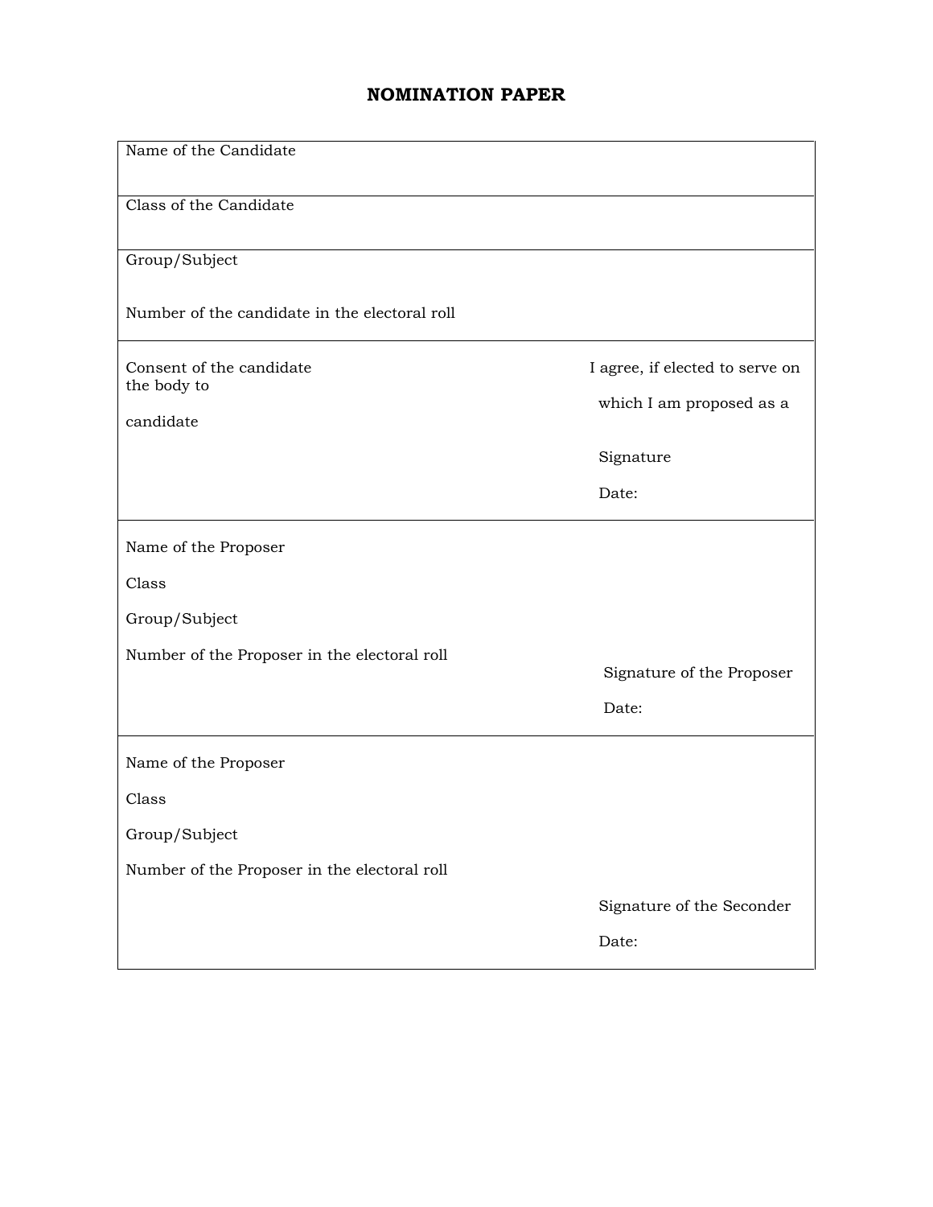# NOMINATION PAPER

| | |
|---|---|
| Name of the Candidate | |
| Class of the Candidate | |
| Group/Subject<br><br>Number of the candidate in the electoral roll | |
| Consent of the candidate<br>the body to<br><br>candidate | I agree, if elected to serve on<br><br>which I am proposed as a<br><br>Signature<br><br>Date: |
| Name of the Proposer<br><br>Class<br><br>Group/Subject<br><br>Number of the Proposer in the electoral roll | Signature of the Proposer<br><br>Date: |
| Name of the Proposer<br><br>Class<br><br>Group/Subject<br><br>Number of the Proposer in the electoral roll | Signature of the Seconder<br><br>Date: |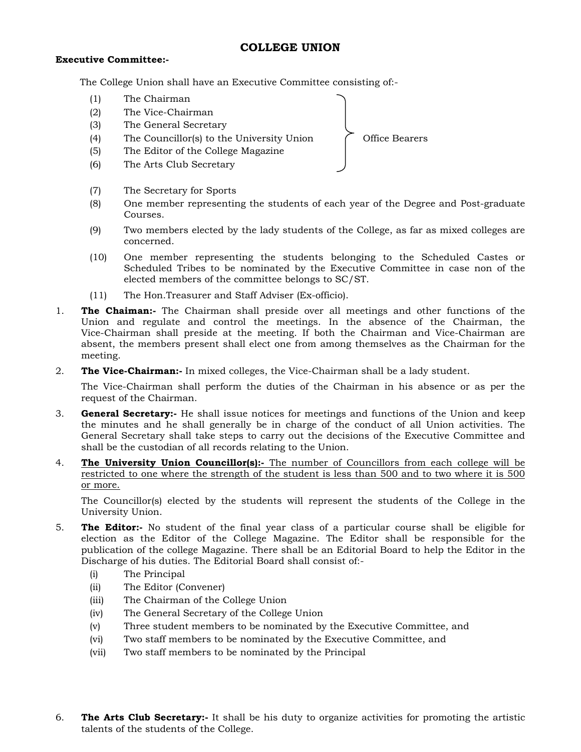# COLLEGE UNION

**Executive Committee:-**

The College Union shall have an Executive Committee consisting of:-

(1) The Chairman
(2) The Vice-Chairman
(3) The General Secretary
(4) The Councillor(s) to the University Union
(5) The Editor of the College Magazine
(6) The Arts Club Secretary

} Office Bearers

(7) The Secretary for Sports
(8) One member representing the students of each year of the Degree and Post-graduate Courses.
(9) Two members elected by the lady students of the College, as far as mixed colleges are concerned.
(10) One member representing the students belonging to the Scheduled Castes or Scheduled Tribes to be nominated by the Executive Committee in case non of the elected members of the committee belongs to SC/ST.
(11) The Hon.Treasurer and Staff Adviser (Ex-officio).

1. **The Chaiman:-** The Chairman shall preside over all meetings and other functions of the Union and regulate and control the meetings. In the absence of the Chairman, the Vice-Chairman shall preside at the meeting. If both the Chairman and Vice-Chairman are absent, the members present shall elect one from among themselves as the Chairman for the meeting.

2. **The Vice-Chairman:-** In mixed colleges, the Vice-Chairman shall be a lady student.

   The Vice-Chairman shall perform the duties of the Chairman in his absence or as per the request of the Chairman.

3. **General Secretary:-** He shall issue notices for meetings and functions of the Union and keep the minutes and he shall generally be in charge of the conduct of all Union activities. The General Secretary shall take steps to carry out the decisions of the Executive Committee and shall be the custodian of all records relating to the Union.

4. **The University Union Councillor(s):-** The number of Councillors from each college will be restricted to one where the strength of the student is less than 500 and to two where it is 500 or more.

   The Councillor(s) elected by the students will represent the students of the College in the University Union.

5. **The Editor:-** No student of the final year class of a particular course shall be eligible for election as the Editor of the College Magazine. The Editor shall be responsible for the publication of the college Magazine. There shall be an Editorial Board to help the Editor in the Discharge of his duties. The Editorial Board shall consist of:-

   (i) The Principal
   (ii) The Editor (Convener)
   (iii) The Chairman of the College Union
   (iv) The General Secretary of the College Union
   (v) Three student members to be nominated by the Executive Committee, and
   (vi) Two staff members to be nominated by the Executive Committee, and
   (vii) Two staff members to be nominated by the Principal

6. **The Arts Club Secretary:-** It shall be his duty to organize activities for promoting the artistic talents of the students of the College.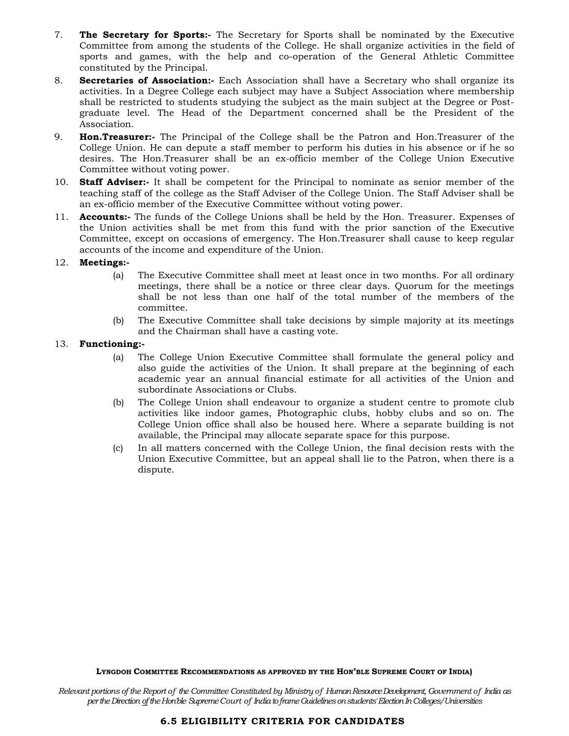7. **The Secretary for Sports:-** The Secretary for Sports shall be nominated by the Executive Committee from among the students of the College. He shall organize activities in the field of sports and games, with the help and co-operation of the General Athletic Committee constituted by the Principal.
8. **Secretaries of Association:-** Each Association shall have a Secretary who shall organize its activities. In a Degree College each subject may have a Subject Association where membership shall be restricted to students studying the subject as the main subject at the Degree or Post-graduate level. The Head of the Department concerned shall be the President of the Association.
9. **Hon.Treasurer:-** The Principal of the College shall be the Patron and Hon.Treasurer of the College Union. He can depute a staff member to perform his duties in his absence or if he so desires. The Hon.Treasurer shall be an ex-officio member of the College Union Executive Committee without voting power.
10. **Staff Adviser:-** It shall be competent for the Principal to nominate as senior member of the teaching staff of the college as the Staff Adviser of the College Union. The Staff Adviser shall be an ex-officio member of the Executive Committee without voting power.
11. **Accounts:-** The funds of the College Unions shall be held by the Hon. Treasurer. Expenses of the Union activities shall be met from this fund with the prior sanction of the Executive Committee, except on occasions of emergency. The Hon.Treasurer shall cause to keep regular accounts of the income and expenditure of the Union.
12. **Meetings:-**
    - (a) The Executive Committee shall meet at least once in two months. For all ordinary meetings, there shall be a notice or three clear days. Quorum for the meetings shall be not less than one half of the total number of the members of the committee.
    - (b) The Executive Committee shall take decisions by simple majority at its meetings and the Chairman shall have a casting vote.
13. **Functioning:-**
    - (a) The College Union Executive Committee shall formulate the general policy and also guide the activities of the Union. It shall prepare at the beginning of each academic year an annual financial estimate for all activities of the Union and subordinate Associations or Clubs.
    - (b) The College Union shall endeavour to organize a student centre to promote club activities like indoor games, Photographic clubs, hobby clubs and so on. The College Union office shall also be housed here. Where a separate building is not available, the Principal may allocate separate space for this purpose.
    - (c) In all matters concerned with the College Union, the final decision rests with the Union Executive Committee, but an appeal shall lie to the Patron, when there is a dispute.

**LYNGDOH COMMITTEE RECOMMENDATIONS AS APPROVED BY THE HON'BLE SUPREME COURT OF INDIA)**

*Relevant portions of the Report of the Committee Constituted by Ministry of Human Resource Development, Government of India as per the Direction of the Hon'ble Supreme Court of India to frame Guidelines on students' Election In Colleges/Universities*

**6.5 ELIGIBILITY CRITERIA FOR CANDIDATES**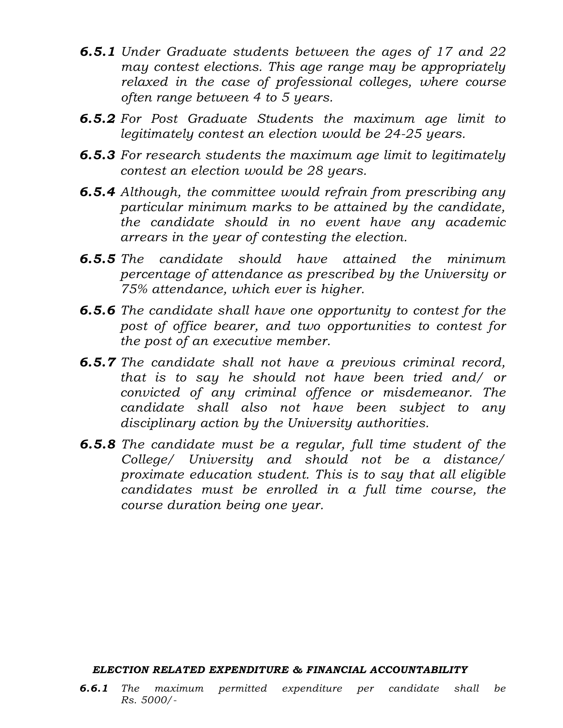***6.5.1*** *Under Graduate students between the ages of 17 and 22 may contest elections. This age range may be appropriately relaxed in the case of professional colleges, where course often range between 4 to 5 years.*

***6.5.2*** *For Post Graduate Students the maximum age limit to legitimately contest an election would be 24-25 years.*

***6.5.3*** *For research students the maximum age limit to legitimately contest an election would be 28 years.*

***6.5.4*** *Although, the committee would refrain from prescribing any particular minimum marks to be attained by the candidate, the candidate should in no event have any academic arrears in the year of contesting the election.*

***6.5.5*** *The candidate should have attained the minimum percentage of attendance as prescribed by the University or 75% attendance, which ever is higher.*

***6.5.6*** *The candidate shall have one opportunity to contest for the post of office bearer, and two opportunities to contest for the post of an executive member.*

***6.5.7*** *The candidate shall not have a previous criminal record, that is to say he should not have been tried and/ or convicted of any criminal offence or misdemeanor. The candidate shall also not have been subject to any disciplinary action by the University authorities.*

***6.5.8*** *The candidate must be a regular, full time student of the College/ University and should not be a distance/ proximate education student. This is to say that all eligible candidates must be enrolled in a full time course, the course duration being one year.*

***ELECTION RELATED EXPENDITURE & FINANCIAL ACCOUNTABILITY***

***6.6.1*** *The maximum permitted expenditure per candidate shall be Rs. 5000/-*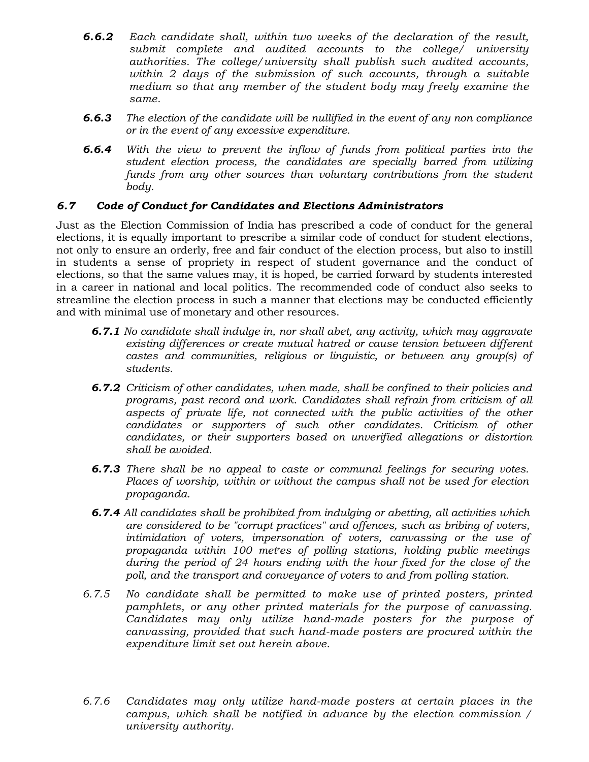***6.6.2*** *Each candidate shall, within two weeks of the declaration of the result, submit complete and audited accounts to the college/ university authorities. The college/university shall publish such audited accounts, within 2 days of the submission of such accounts, through a suitable medium so that any member of the student body may freely examine the same.*

***6.6.3*** *The election of the candidate will be nullified in the event of any non compliance or in the event of any excessive expenditure.*

***6.6.4*** *With the view to prevent the inflow of funds from political parties into the student election process, the candidates are specially barred from utilizing funds from any other sources than voluntary contributions from the student body.*

### *6.7 Code of Conduct for Candidates and Elections Administrators*

Just as the Election Commission of India has prescribed a code of conduct for the general elections, it is equally important to prescribe a similar code of conduct for student elections, not only to ensure an orderly, free and fair conduct of the election process, but also to instill in students a sense of propriety in respect of student governance and the conduct of elections, so that the same values may, it is hoped, be carried forward by students interested in a career in national and local politics. The recommended code of conduct also seeks to streamline the election process in such a manner that elections may be conducted efficiently and with minimal use of monetary and other resources.

***6.7.1*** *No candidate shall indulge in, nor shall abet, any activity, which may aggravate existing differences or create mutual hatred or cause tension between different castes and communities, religious or linguistic, or between any group(s) of students.*

***6.7.2*** *Criticism of other candidates, when made, shall be confined to their policies and programs, past record and work. Candidates shall refrain from criticism of all aspects of private life, not connected with the public activities of the other candidates or supporters of such other candidates. Criticism of other candidates, or their supporters based on unverified allegations or distortion shall be avoided.*

***6.7.3*** *There shall be no appeal to caste or communal feelings for securing votes. Places of worship, within or without the campus shall not be used for election propaganda.*

***6.7.4*** *All candidates shall be prohibited from indulging or abetting, all activities which are considered to be "corrupt practices" and offences, such as bribing of voters, intimidation of voters, impersonation of voters, canvassing or the use of propaganda within 100 metres of polling stations, holding public meetings during the period of 24 hours ending with the hour fixed for the close of the poll, and the transport and conveyance of voters to and from polling station.*

*6.7.5* *No candidate shall be permitted to make use of printed posters, printed pamphlets, or any other printed materials for the purpose of canvassing. Candidates may only utilize hand-made posters for the purpose of canvassing, provided that such hand-made posters are procured within the expenditure limit set out herein above.*

*6.7.6* *Candidates may only utilize hand-made posters at certain places in the campus, which shall be notified in advance by the election commission / university authority.*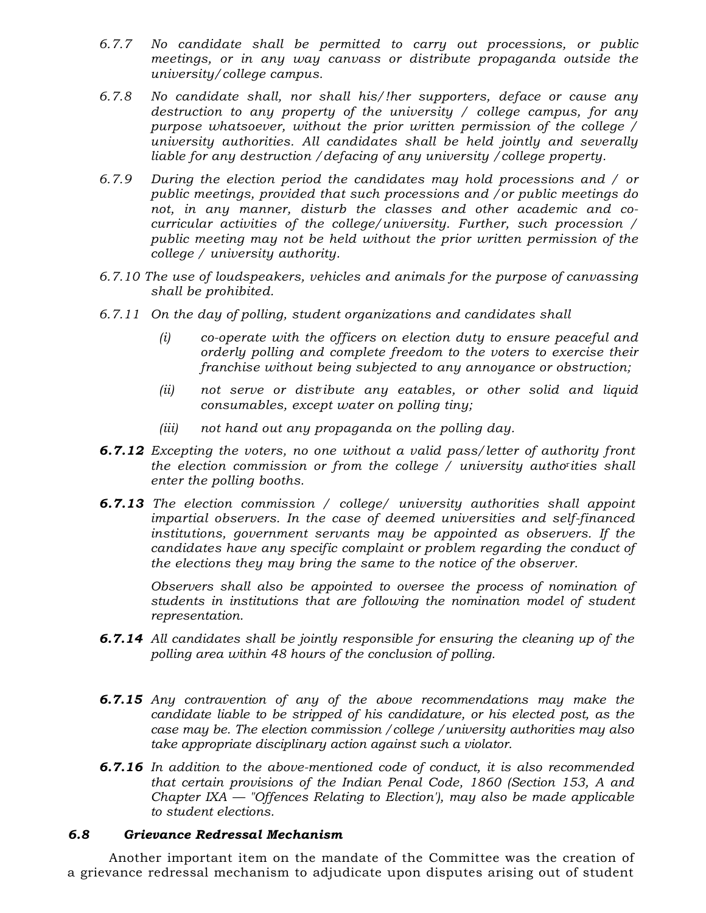*6.7.7 No candidate shall be permitted to carry out processions, or public meetings, or in any way canvass or distribute propaganda outside the university/college campus.*

*6.7.8 No candidate shall, nor shall his/!her supporters, deface or cause any destruction to any property of the university / college campus, for any purpose whatsoever, without the prior written permission of the college / university authorities. All candidates shall be held jointly and severally liable for any destruction /defacing of any university /college property.*

*6.7.9 During the election period the candidates may hold processions and / or public meetings, provided that such processions and /or public meetings do not, in any manner, disturb the classes and other academic and co-curricular activities of the college/university. Further, such procession / public meeting may not be held without the prior written permission of the college / university authority.*

*6.7.10 The use of loudspeakers, vehicles and animals for the purpose of canvassing shall be prohibited.*

*6.7.11 On the day of polling, student organizations and candidates shall*

*(i) co-operate with the officers on election duty to ensure peaceful and orderly polling and complete freedom to the voters to exercise their franchise without being subjected to any annoyance or obstruction;*

*(ii) not serve or distribute any eatables, or other solid and liquid consumables, except water on polling tiny;*

*(iii) not hand out any propaganda on the polling day.*

***6.7.12*** *Excepting the voters, no one without a valid pass/letter of authority front the election commission or from the college / university authorities shall enter the polling booths.*

***6.7.13*** *The election commission / college/ university authorities shall appoint impartial observers. In the case of deemed universities and self-financed institutions, government servants may be appointed as observers. If the candidates have any specific complaint or problem regarding the conduct of the elections they may bring the same to the notice of the observer.*

*Observers shall also be appointed to oversee the process of nomination of students in institutions that are following the nomination model of student representation.*

***6.7.14*** *All candidates shall be jointly responsible for ensuring the cleaning up of the polling area within 48 hours of the conclusion of polling.*

***6.7.15*** *Any contravention of any of the above recommendations may make the candidate liable to be stripped of his candidature, or his elected post, as the case may be. The election commission /college /university authorities may also take appropriate disciplinary action against such a violator.*

***6.7.16*** *In addition to the above-mentioned code of conduct, it is also recommended that certain provisions of the Indian Penal Code, 1860 (Section 153, A and Chapter IXA — "Offences Relating to Election'), may also be made applicable to student elections.*

### *6.8 Grievance Redressal Mechanism*

Another important item on the mandate of the Committee was the creation of a grievance redressal mechanism to adjudicate upon disputes arising out of student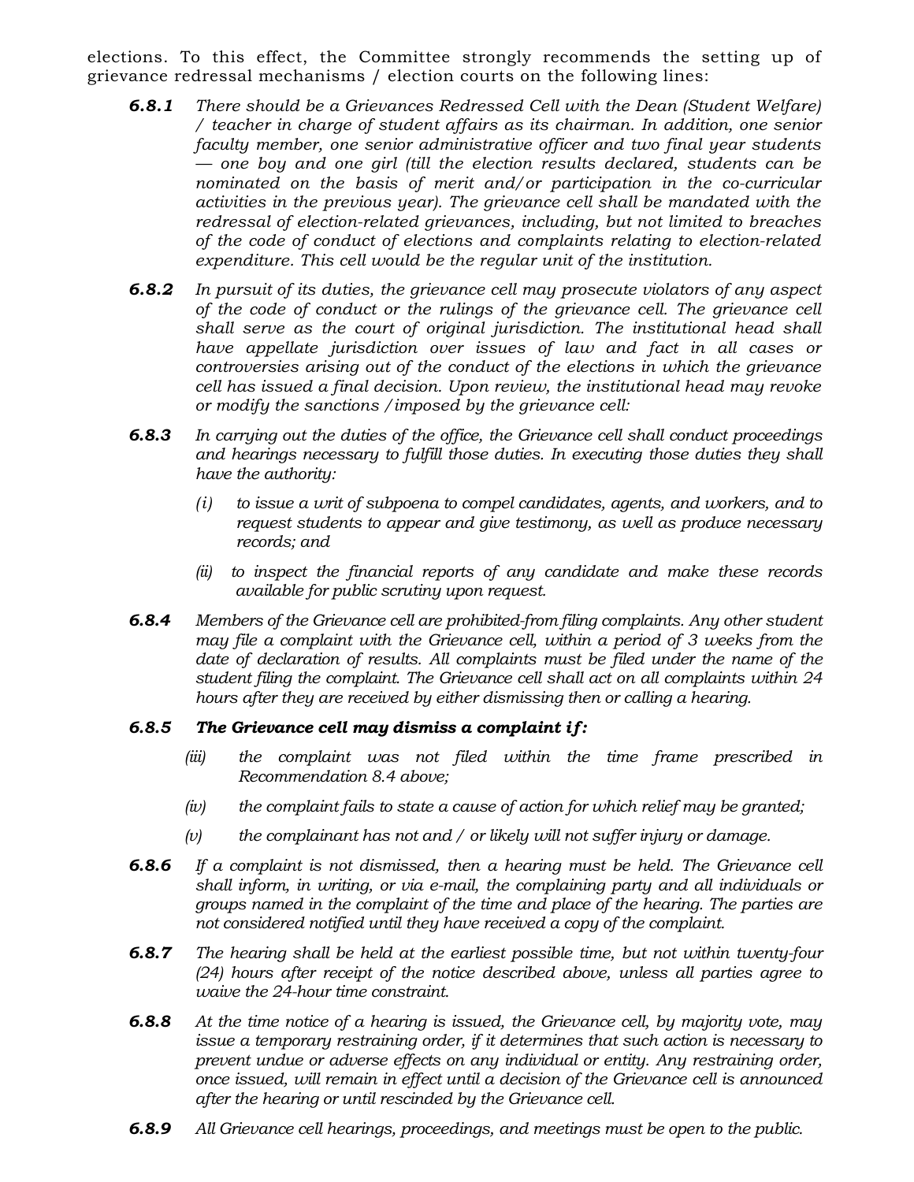elections. To this effect, the Committee strongly recommends the setting up of grievance redressal mechanisms / election courts on the following lines:

***6.8.1*** *There should be a Grievances Redressed Cell with the Dean (Student Welfare) / teacher in charge of student affairs as its chairman. In addition, one senior faculty member, one senior administrative officer and two final year students — one boy and one girl (till the election results declared, students can be nominated on the basis of merit and/or participation in the co-curricular activities in the previous year). The grievance cell shall be mandated with the redressal of election-related grievances, including, but not limited to breaches of the code of conduct of elections and complaints relating to election-related expenditure. This cell would be the regular unit of the institution.*

***6.8.2*** *In pursuit of its duties, the grievance cell may prosecute violators of any aspect of the code of conduct or the rulings of the grievance cell. The grievance cell shall serve as the court of original jurisdiction. The institutional head shall have appellate jurisdiction over issues of law and fact in all cases or controversies arising out of the conduct of the elections in which the grievance cell has issued a final decision. Upon review, the institutional head may revoke or modify the sanctions /imposed by the grievance cell:*

***6.8.3*** *In carrying out the duties of the office, the Grievance cell shall conduct proceedings and hearings necessary to fulfill those duties. In executing those duties they shall have the authority:*

*(i) to issue a writ of subpoena to compel candidates, agents, and workers, and to request students to appear and give testimony, as well as produce necessary records; and*

*(ii) to inspect the financial reports of any candidate and make these records available for public scrutiny upon request.*

***6.8.4*** *Members of the Grievance cell are prohibited-from filing complaints. Any other student may file a complaint with the Grievance cell, within a period of 3 weeks from the date of declaration of results. All complaints must be filed under the name of the student filing the complaint. The Grievance cell shall act on all complaints within 24 hours after they are received by either dismissing then or calling a hearing.*

***6.8.5*** ***The Grievance cell may dismiss a complaint if:***

*(iii) the complaint was not filed within the time frame prescribed in Recommendation 8.4 above;*

*(iv) the complaint fails to state a cause of action for which relief may be granted;*

*(v) the complainant has not and / or likely will not suffer injury or damage.*

***6.8.6*** *If a complaint is not dismissed, then a hearing must be held. The Grievance cell shall inform, in writing, or via e-mail, the complaining party and all individuals or groups named in the complaint of the time and place of the hearing. The parties are not considered notified until they have received a copy of the complaint.*

***6.8.7*** *The hearing shall be held at the earliest possible time, but not within twenty-four (24) hours after receipt of the notice described above, unless all parties agree to waive the 24-hour time constraint.*

***6.8.8*** *At the time notice of a hearing is issued, the Grievance cell, by majority vote, may issue a temporary restraining order, if it determines that such action is necessary to prevent undue or adverse effects on any individual or entity. Any restraining order, once issued, will remain in effect until a decision of the Grievance cell is announced after the hearing or until rescinded by the Grievance cell.*

***6.8.9*** *All Grievance cell hearings, proceedings, and meetings must be open to the public.*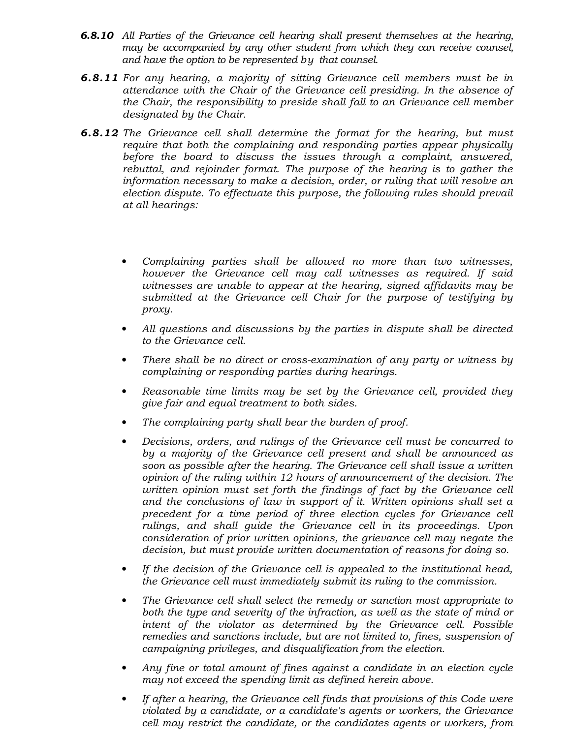***6.8.10*** *All Parties of the Grievance cell hearing shall present themselves at the hearing, may be accompanied by any other student from which they can receive counsel, and have the option to be represented by that counsel.*

***6.8.11*** *For any hearing, a majority of sitting Grievance cell members must be in attendance with the Chair of the Grievance cell presiding. In the absence of the Chair, the responsibility to preside shall fall to an Grievance cell member designated by the Chair.*

***6.8.12*** *The Grievance cell shall determine the format for the hearing, but must require that both the complaining and responding parties appear physically before the board to discuss the issues through a complaint, answered, rebuttal, and rejoinder format. The purpose of the hearing is to gather the information necessary to make a decision, order, or ruling that will resolve an election dispute. To effectuate this purpose, the following rules should prevail at all hearings:*

- *Complaining parties shall be allowed no more than two witnesses, however the Grievance cell may call witnesses as required. If said witnesses are unable to appear at the hearing, signed affidavits may be submitted at the Grievance cell Chair for the purpose of testifying by proxy.*
- *All questions and discussions by the parties in dispute shall be directed to the Grievance cell.*
- *There shall be no direct or cross-examination of any party or witness by complaining or responding parties during hearings.*
- *Reasonable time limits may be set by the Grievance cell, provided they give fair and equal treatment to both sides.*
- *The complaining party shall bear the burden of proof.*
- *Decisions, orders, and rulings of the Grievance cell must be concurred to by a majority of the Grievance cell present and shall be announced as soon as possible after the hearing. The Grievance cell shall issue a written opinion of the ruling within 12 hours of announcement of the decision. The written opinion must set forth the findings of fact by the Grievance cell and the conclusions of law in support of it. Written opinions shall set a precedent for a time period of three election cycles for Grievance cell rulings, and shall guide the Grievance cell in its proceedings. Upon consideration of prior written opinions, the grievance cell may negate the decision, but must provide written documentation of reasons for doing so.*
- *If the decision of the Grievance cell is appealed to the institutional head, the Grievance cell must immediately submit its ruling to the commission.*
- *The Grievance cell shall select the remedy or sanction most appropriate to both the type and severity of the infraction, as well as the state of mind or intent of the violator as determined by the Grievance cell. Possible remedies and sanctions include, but are not limited to, fines, suspension of campaigning privileges, and disqualification from the election.*
- *Any fine or total amount of fines against a candidate in an election cycle may not exceed the spending limit as defined herein above.*
- *If after a hearing, the Grievance cell finds that provisions of this Code were violated by a candidate, or a candidate's agents or workers, the Grievance cell may restrict the candidate, or the candidates agents or workers, from*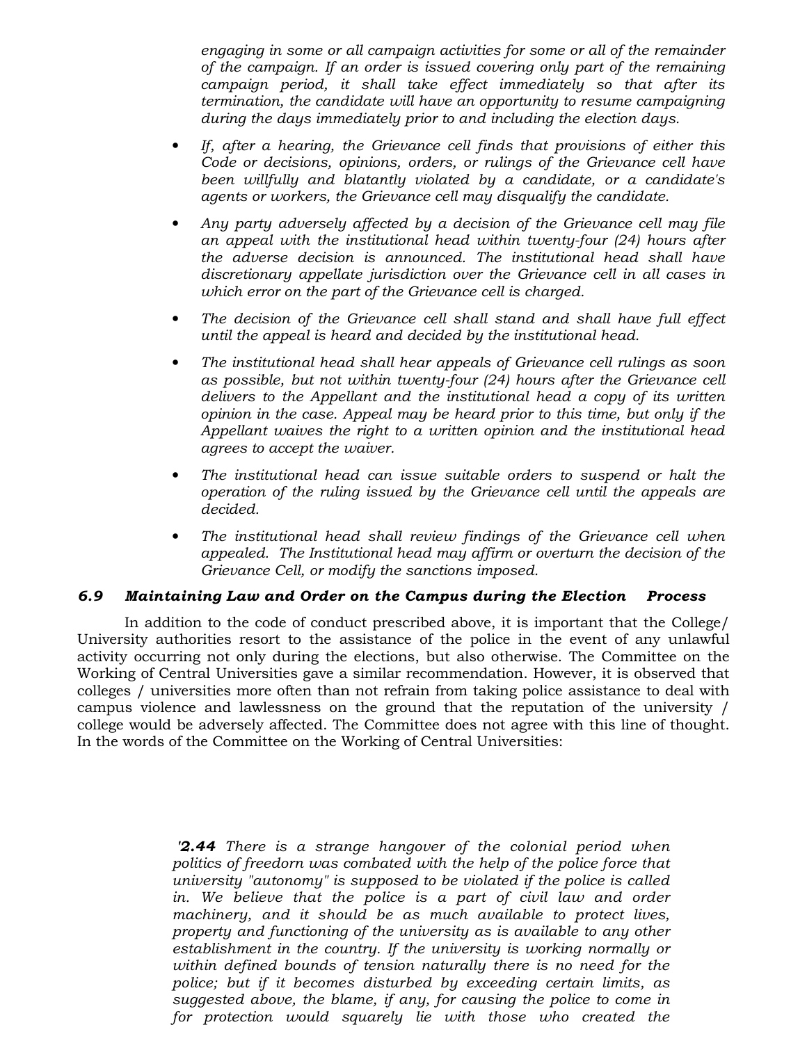*engaging in some or all campaign activities for some or all of the remainder of the campaign. If an order is issued covering only part of the remaining campaign period, it shall take effect immediately so that after its termination, the candidate will have an opportunity to resume campaigning during the days immediately prior to and including the election days.*

- *If, after a hearing, the Grievance cell finds that provisions of either this Code or decisions, opinions, orders, or rulings of the Grievance cell have been willfully and blatantly violated by a candidate, or a candidate's agents or workers, the Grievance cell may disqualify the candidate.*
- *Any party adversely affected by a decision of the Grievance cell may file an appeal with the institutional head within twenty-four (24) hours after the adverse decision is announced. The institutional head shall have discretionary appellate jurisdiction over the Grievance cell in all cases in which error on the part of the Grievance cell is charged.*
- *The decision of the Grievance cell shall stand and shall have full effect until the appeal is heard and decided by the institutional head.*
- *The institutional head shall hear appeals of Grievance cell rulings as soon as possible, but not within twenty-four (24) hours after the Grievance cell delivers to the Appellant and the institutional head a copy of its written opinion in the case. Appeal may be heard prior to this time, but only if the Appellant waives the right to a written opinion and the institutional head agrees to accept the waiver.*
- *The institutional head can issue suitable orders to suspend or halt the operation of the ruling issued by the Grievance cell until the appeals are decided.*
- *The institutional head shall review findings of the Grievance cell when appealed. The Institutional head may affirm or overturn the decision of the Grievance Cell, or modify the sanctions imposed.*

### *6.9 Maintaining Law and Order on the Campus during the Election Process*

In addition to the code of conduct prescribed above, it is important that the College/ University authorities resort to the assistance of the police in the event of any unlawful activity occurring not only during the elections, but also otherwise. The Committee on the Working of Central Universities gave a similar recommendation. However, it is observed that colleges / universities more often than not refrain from taking police assistance to deal with campus violence and lawlessness on the ground that the reputation of the university / college would be adversely affected. The Committee does not agree with this line of thought. In the words of the Committee on the Working of Central Universities:

> *'**2.44** There is a strange hangover of the colonial period when politics of freedorn was combated with the help of the police force that university "autonomy" is supposed to be violated if the police is called in. We believe that the police is a part of civil law and order machinery, and it should be as much available to protect lives, property and functioning of the university as is available to any other establishment in the country. If the university is working normally or within defined bounds of tension naturally there is no need for the police; but if it becomes disturbed by exceeding certain limits, as suggested above, the blame, if any, for causing the police to come in for protection would squarely lie with those who created the*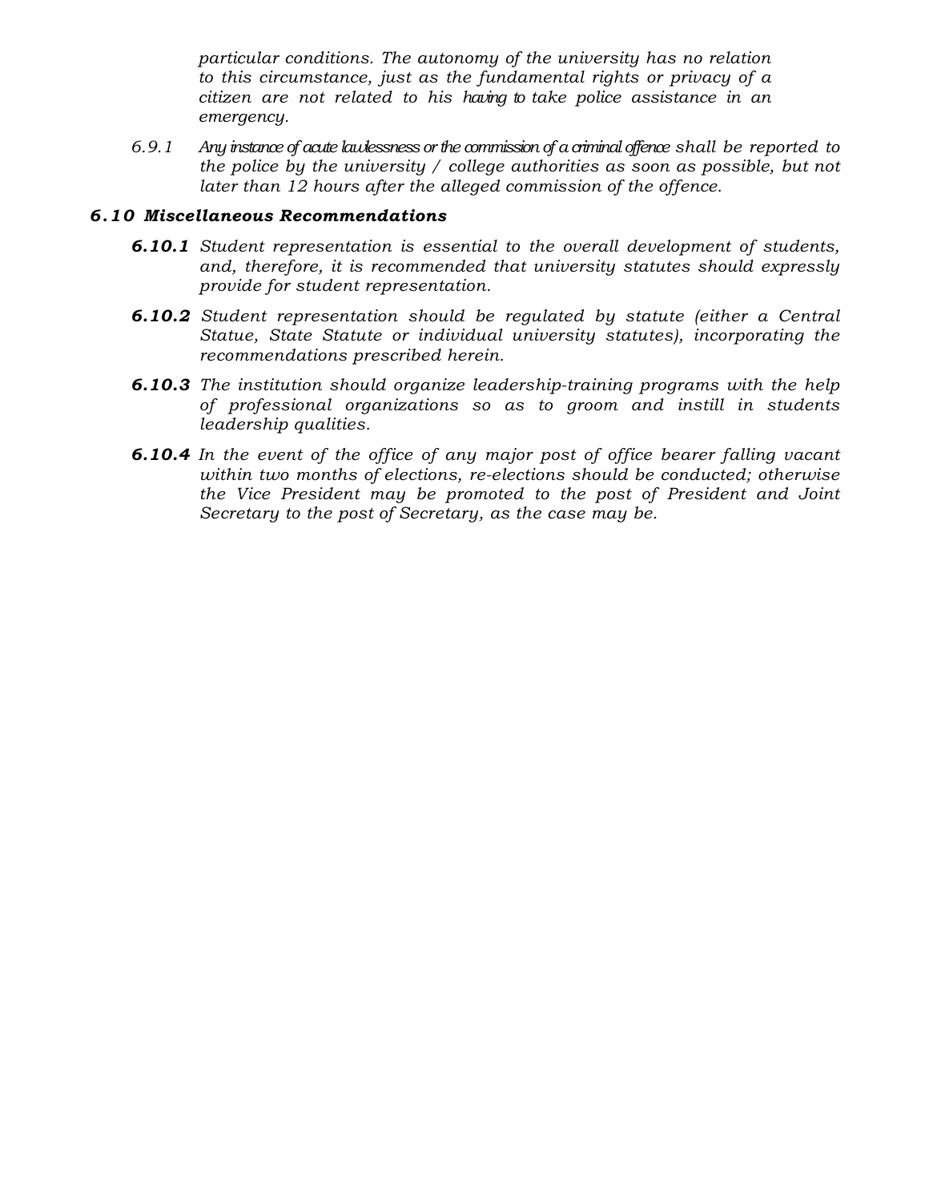*particular conditions. The autonomy of the university has no relation to this circumstance, just as the fundamental rights or privacy of a citizen are not related to his having to take police assistance in an emergency.*

*6.9.1 Any instance of acute lawlessness or the commission of a criminal offence shall be reported to the police by the university / college authorities as soon as possible, but not later than 12 hours after the alleged commission of the offence.*

### *6.10 Miscellaneous Recommendations*

***6.10.1*** *Student representation is essential to the overall development of students, and, therefore, it is recommended that university statutes should expressly provide for student representation.*

***6.10.2*** *Student representation should be regulated by statute (either a Central Statue, State Statute or individual university statutes), incorporating the recommendations prescribed herein.*

***6.10.3*** *The institution should organize leadership-training programs with the help of professional organizations so as to groom and instill in students leadership qualities.*

***6.10.4*** *In the event of the office of any major post of office bearer falling vacant within two months of elections, re-elections should be conducted; otherwise the Vice President may be promoted to the post of President and Joint Secretary to the post of Secretary, as the case may be.*